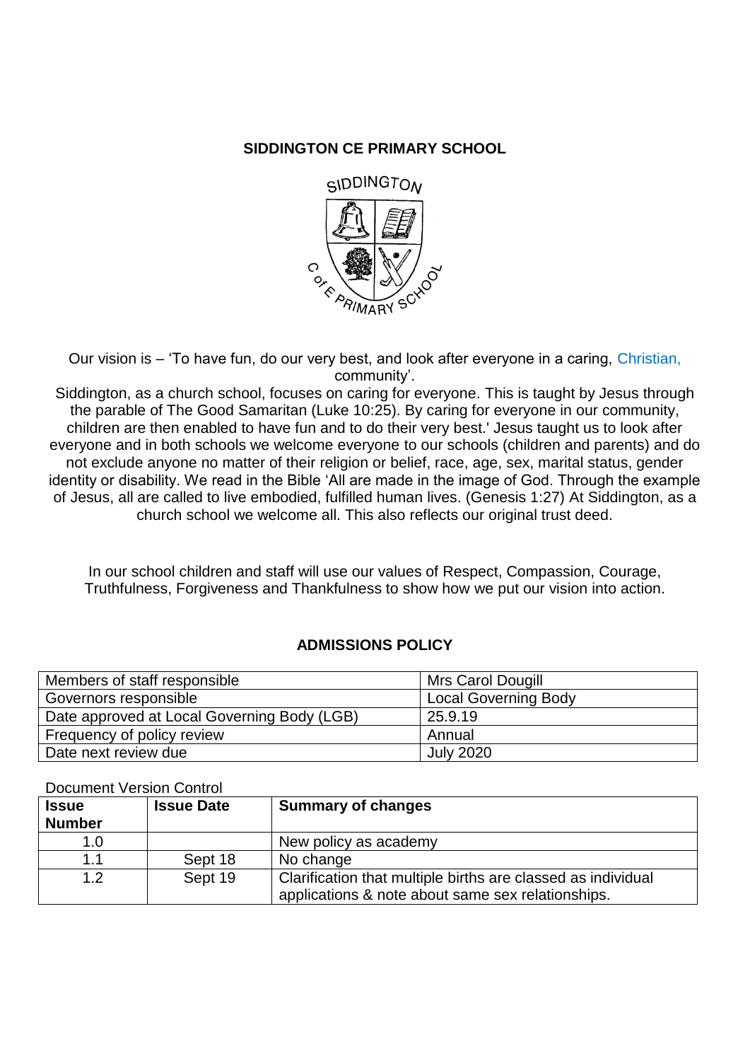**SIDDINGTON CE PRIMARY SCHOOL**

Our vision is – 'To have fun, do our very best, and look after everyone in a caring, Christian, community'.

Siddington, as a church school, focuses on caring for everyone. This is taught by Jesus through the parable of The Good Samaritan (Luke 10:25). By caring for everyone in our community, children are then enabled to have fun and to do their very best.' Jesus taught us to look after everyone and in both schools we welcome everyone to our schools (children and parents) and do not exclude anyone no matter of their religion or belief, race, age, sex, marital status, gender identity or disability. We read in the Bible 'All are made in the image of God. Through the example of Jesus, all are called to live embodied, fulfilled human lives. (Genesis 1:27) At Siddington, as a church school we welcome all. This also reflects our original trust deed.

In our school children and staff will use our values of Respect, Compassion, Courage, Truthfulness, Forgiveness and Thankfulness to show how we put our vision into action.

**ADMISSIONS POLICY**

| | |
|---|---|
| Members of staff responsible | Mrs Carol Dougill |
| Governors responsible | Local Governing Body |
| Date approved at Local Governing Body (LGB) | 25.9.19 |
| Frequency of policy review | Annual |
| Date next review due | July 2020 |

Document Version Control

| Issue Number | Issue Date | Summary of changes |
|---|---|---|
| 1.0 | | New policy as academy |
| 1.1 | Sept 18 | No change |
| 1.2 | Sept 19 | Clarification that multiple births are classed as individual applications & note about same sex relationships. |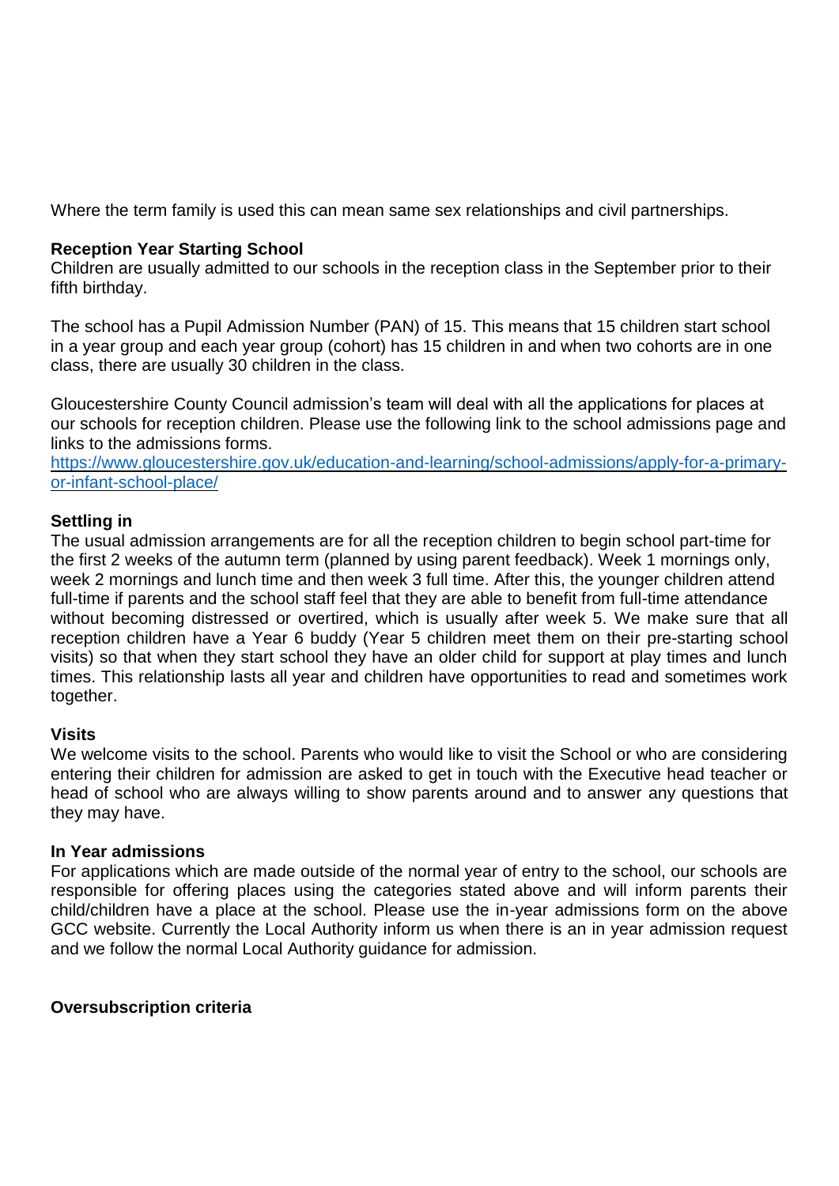Where the term family is used this can mean same sex relationships and civil partnerships.

**Reception Year Starting School**

Children are usually admitted to our schools in the reception class in the September prior to their fifth birthday.

The school has a Pupil Admission Number (PAN) of 15. This means that 15 children start school in a year group and each year group (cohort) has 15 children in and when two cohorts are in one class, there are usually 30 children in the class.

Gloucestershire County Council admission's team will deal with all the applications for places at our schools for reception children. Please use the following link to the school admissions page and links to the admissions forms.
[https://www.gloucestershire.gov.uk/education-and-learning/school-admissions/apply-for-a-primary-or-infant-school-place/](https://www.gloucestershire.gov.uk/education-and-learning/school-admissions/apply-for-a-primary-or-infant-school-place/)

**Settling in**

The usual admission arrangements are for all the reception children to begin school part-time for the first 2 weeks of the autumn term (planned by using parent feedback). Week 1 mornings only, week 2 mornings and lunch time and then week 3 full time. After this, the younger children attend full-time if parents and the school staff feel that they are able to benefit from full-time attendance without becoming distressed or overtired, which is usually after week 5. We make sure that all reception children have a Year 6 buddy (Year 5 children meet them on their pre-starting school visits) so that when they start school they have an older child for support at play times and lunch times. This relationship lasts all year and children have opportunities to read and sometimes work together.

**Visits**

We welcome visits to the school. Parents who would like to visit the School or who are considering entering their children for admission are asked to get in touch with the Executive head teacher or head of school who are always willing to show parents around and to answer any questions that they may have.

**In Year admissions**

For applications which are made outside of the normal year of entry to the school, our schools are responsible for offering places using the categories stated above and will inform parents their child/children have a place at the school. Please use the in-year admissions form on the above GCC website. Currently the Local Authority inform us when there is an in year admission request and we follow the normal Local Authority guidance for admission.

**Oversubscription criteria**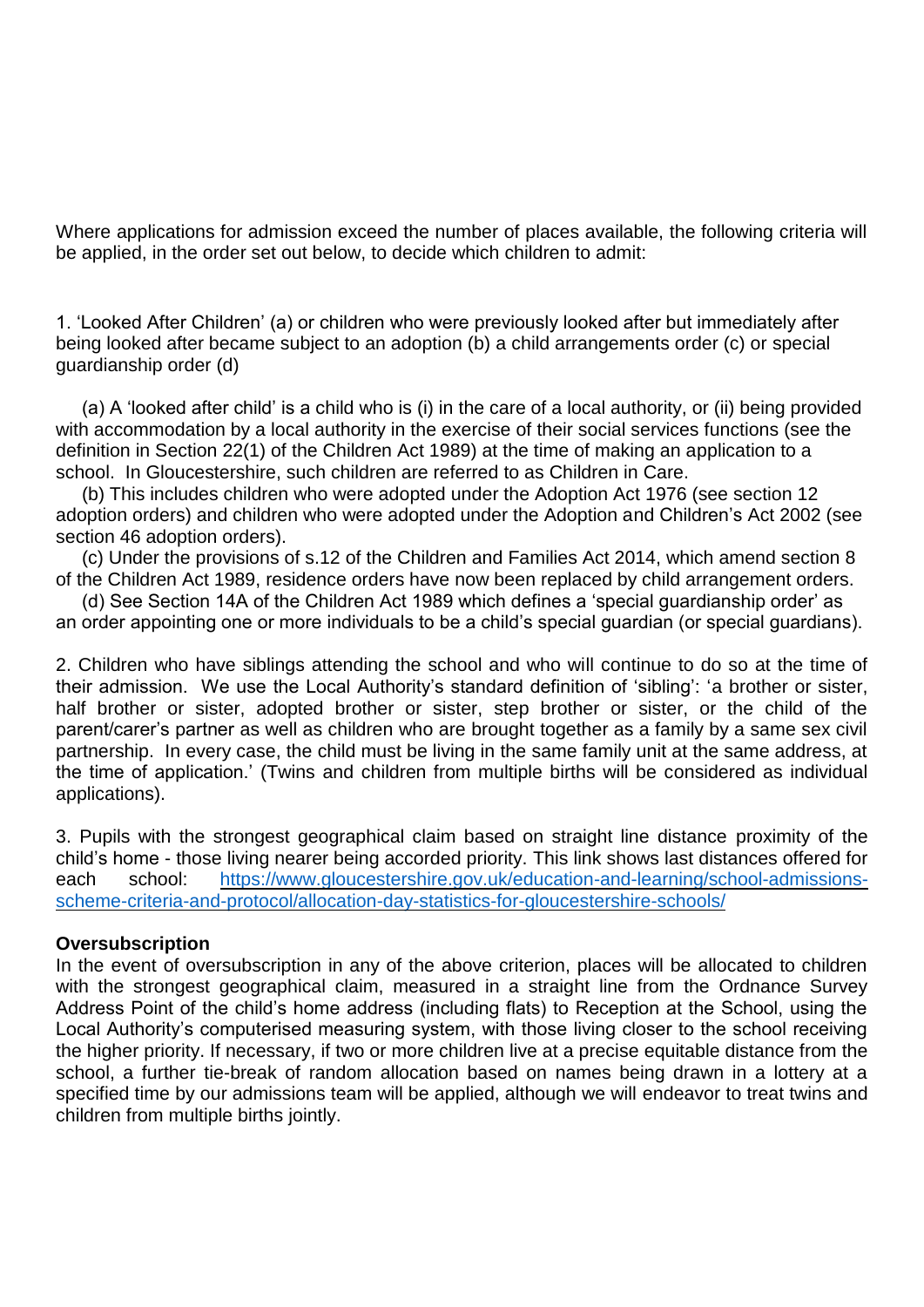Where applications for admission exceed the number of places available, the following criteria will be applied, in the order set out below, to decide which children to admit:

1. 'Looked After Children' (a) or children who were previously looked after but immediately after being looked after became subject to an adoption (b) a child arrangements order (c) or special guardianship order (d)

(a) A 'looked after child' is a child who is (i) in the care of a local authority, or (ii) being provided with accommodation by a local authority in the exercise of their social services functions (see the definition in Section 22(1) of the Children Act 1989) at the time of making an application to a school. In Gloucestershire, such children are referred to as Children in Care.

(b) This includes children who were adopted under the Adoption Act 1976 (see section 12 adoption orders) and children who were adopted under the Adoption and Children's Act 2002 (see section 46 adoption orders).

(c) Under the provisions of s.12 of the Children and Families Act 2014, which amend section 8 of the Children Act 1989, residence orders have now been replaced by child arrangement orders.

(d) See Section 14A of the Children Act 1989 which defines a 'special guardianship order' as an order appointing one or more individuals to be a child's special guardian (or special guardians).

2. Children who have siblings attending the school and who will continue to do so at the time of their admission. We use the Local Authority's standard definition of 'sibling': 'a brother or sister, half brother or sister, adopted brother or sister, step brother or sister, or the child of the parent/carer's partner as well as children who are brought together as a family by a same sex civil partnership. In every case, the child must be living in the same family unit at the same address, at the time of application.' (Twins and children from multiple births will be considered as individual applications).

3. Pupils with the strongest geographical claim based on straight line distance proximity of the child's home - those living nearer being accorded priority. This link shows last distances offered for each school: [https://www.gloucestershire.gov.uk/education-and-learning/school-admissions-scheme-criteria-and-protocol/allocation-day-statistics-for-gloucestershire-schools/](https://www.gloucestershire.gov.uk/education-and-learning/school-admissions-scheme-criteria-and-protocol/allocation-day-statistics-for-gloucestershire-schools/)

**Oversubscription**

In the event of oversubscription in any of the above criterion, places will be allocated to children with the strongest geographical claim, measured in a straight line from the Ordnance Survey Address Point of the child's home address (including flats) to Reception at the School, using the Local Authority's computerised measuring system, with those living closer to the school receiving the higher priority. If necessary, if two or more children live at a precise equitable distance from the school, a further tie-break of random allocation based on names being drawn in a lottery at a specified time by our admissions team will be applied, although we will endeavor to treat twins and children from multiple births jointly.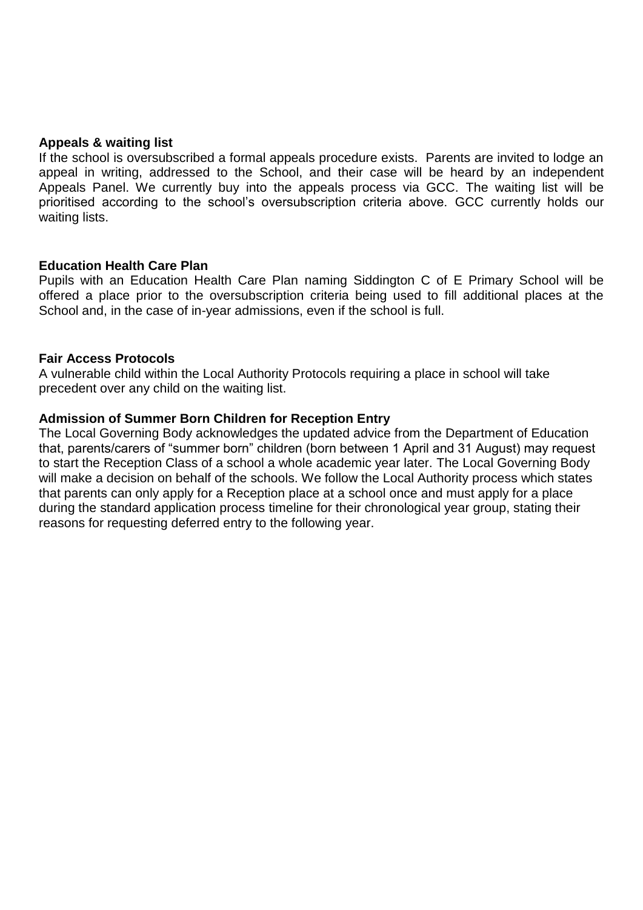**Appeals & waiting list**

If the school is oversubscribed a formal appeals procedure exists. Parents are invited to lodge an appeal in writing, addressed to the School, and their case will be heard by an independent Appeals Panel. We currently buy into the appeals process via GCC. The waiting list will be prioritised according to the school's oversubscription criteria above. GCC currently holds our waiting lists.

**Education Health Care Plan**

Pupils with an Education Health Care Plan naming Siddington C of E Primary School will be offered a place prior to the oversubscription criteria being used to fill additional places at the School and, in the case of in-year admissions, even if the school is full.

**Fair Access Protocols**

A vulnerable child within the Local Authority Protocols requiring a place in school will take precedent over any child on the waiting list.

**Admission of Summer Born Children for Reception Entry**

The Local Governing Body acknowledges the updated advice from the Department of Education that, parents/carers of "summer born" children (born between 1 April and 31 August) may request to start the Reception Class of a school a whole academic year later. The Local Governing Body will make a decision on behalf of the schools. We follow the Local Authority process which states that parents can only apply for a Reception place at a school once and must apply for a place during the standard application process timeline for their chronological year group, stating their reasons for requesting deferred entry to the following year.